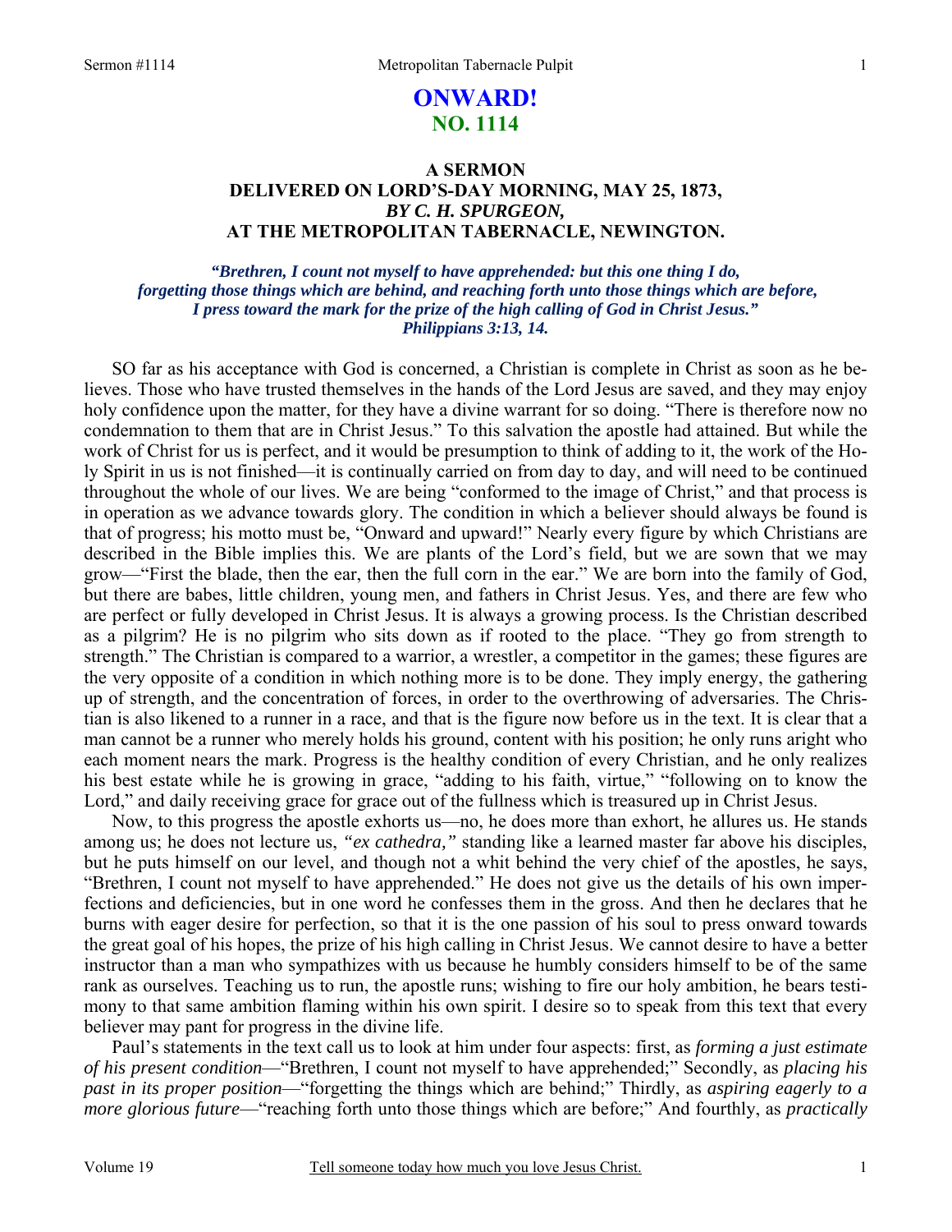# ONWARD!
## NO. 1114

### A SERMON
### DELIVERED ON LORD'S-DAY MORNING, MAY 25, 1873,
### *BY C. H. SPURGEON,*
### AT THE METROPOLITAN TABERNACLE, NEWINGTON.

***"Brethren, I count not myself to have apprehended: but this one thing I do, forgetting those things which are behind, and reaching forth unto those things which are before, I press toward the mark for the prize of the high calling of God in Christ Jesus." Philippians 3:13, 14.***

SO far as his acceptance with God is concerned, a Christian is complete in Christ as soon as he believes. Those who have trusted themselves in the hands of the Lord Jesus are saved, and they may enjoy holy confidence upon the matter, for they have a divine warrant for so doing. "There is therefore now no condemnation to them that are in Christ Jesus." To this salvation the apostle had attained. But while the work of Christ for us is perfect, and it would be presumption to think of adding to it, the work of the Holy Spirit in us is not finished—it is continually carried on from day to day, and will need to be continued throughout the whole of our lives. We are being "conformed to the image of Christ," and that process is in operation as we advance towards glory. The condition in which a believer should always be found is that of progress; his motto must be, "Onward and upward!" Nearly every figure by which Christians are described in the Bible implies this. We are plants of the Lord's field, but we are sown that we may grow—"First the blade, then the ear, then the full corn in the ear." We are born into the family of God, but there are babes, little children, young men, and fathers in Christ Jesus. Yes, and there are few who are perfect or fully developed in Christ Jesus. It is always a growing process. Is the Christian described as a pilgrim? He is no pilgrim who sits down as if rooted to the place. "They go from strength to strength." The Christian is compared to a warrior, a wrestler, a competitor in the games; these figures are the very opposite of a condition in which nothing more is to be done. They imply energy, the gathering up of strength, and the concentration of forces, in order to the overthrowing of adversaries. The Christian is also likened to a runner in a race, and that is the figure now before us in the text. It is clear that a man cannot be a runner who merely holds his ground, content with his position; he only runs aright who each moment nears the mark. Progress is the healthy condition of every Christian, and he only realizes his best estate while he is growing in grace, "adding to his faith, virtue," "following on to know the Lord," and daily receiving grace for grace out of the fullness which is treasured up in Christ Jesus.

Now, to this progress the apostle exhorts us—no, he does more than exhort, he allures us. He stands among us; he does not lecture us, *"ex cathedra,"* standing like a learned master far above his disciples, but he puts himself on our level, and though not a whit behind the very chief of the apostles, he says, "Brethren, I count not myself to have apprehended." He does not give us the details of his own imperfections and deficiencies, but in one word he confesses them in the gross. And then he declares that he burns with eager desire for perfection, so that it is the one passion of his soul to press onward towards the great goal of his hopes, the prize of his high calling in Christ Jesus. We cannot desire to have a better instructor than a man who sympathizes with us because he humbly considers himself to be of the same rank as ourselves. Teaching us to run, the apostle runs; wishing to fire our holy ambition, he bears testimony to that same ambition flaming within his own spirit. I desire so to speak from this text that every believer may pant for progress in the divine life.

Paul's statements in the text call us to look at him under four aspects: first, as *forming a just estimate of his present condition*—"Brethren, I count not myself to have apprehended;" Secondly, as *placing his past in its proper position*—"forgetting the things which are behind;" Thirdly, as *aspiring eagerly to a more glorious future*—"reaching forth unto those things which are before;" And fourthly, as *practically*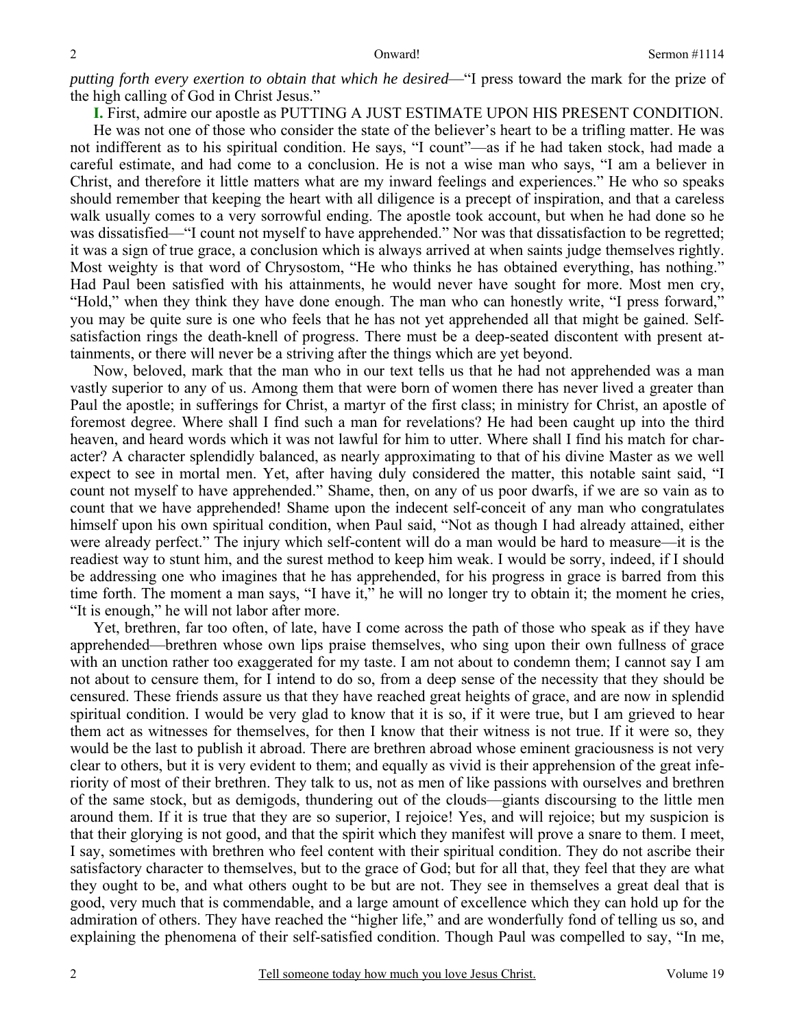*putting forth every exertion to obtain that which he desired*—"I press toward the mark for the prize of the high calling of God in Christ Jesus."

**I.** First, admire our apostle as PUTTING A JUST ESTIMATE UPON HIS PRESENT CONDITION.

He was not one of those who consider the state of the believer's heart to be a trifling matter. He was not indifferent as to his spiritual condition. He says, "I count"—as if he had taken stock, had made a careful estimate, and had come to a conclusion. He is not a wise man who says, "I am a believer in Christ, and therefore it little matters what are my inward feelings and experiences." He who so speaks should remember that keeping the heart with all diligence is a precept of inspiration, and that a careless walk usually comes to a very sorrowful ending. The apostle took account, but when he had done so he was dissatisfied—"I count not myself to have apprehended." Nor was that dissatisfaction to be regretted; it was a sign of true grace, a conclusion which is always arrived at when saints judge themselves rightly. Most weighty is that word of Chrysostom, "He who thinks he has obtained everything, has nothing." Had Paul been satisfied with his attainments, he would never have sought for more. Most men cry, "Hold," when they think they have done enough. The man who can honestly write, "I press forward," you may be quite sure is one who feels that he has not yet apprehended all that might be gained. Self-satisfaction rings the death-knell of progress. There must be a deep-seated discontent with present attainments, or there will never be a striving after the things which are yet beyond.

Now, beloved, mark that the man who in our text tells us that he had not apprehended was a man vastly superior to any of us. Among them that were born of women there has never lived a greater than Paul the apostle; in sufferings for Christ, a martyr of the first class; in ministry for Christ, an apostle of foremost degree. Where shall I find such a man for revelations? He had been caught up into the third heaven, and heard words which it was not lawful for him to utter. Where shall I find his match for character? A character splendidly balanced, as nearly approximating to that of his divine Master as we well expect to see in mortal men. Yet, after having duly considered the matter, this notable saint said, "I count not myself to have apprehended." Shame, then, on any of us poor dwarfs, if we are so vain as to count that we have apprehended! Shame upon the indecent self-conceit of any man who congratulates himself upon his own spiritual condition, when Paul said, "Not as though I had already attained, either were already perfect." The injury which self-content will do a man would be hard to measure—it is the readiest way to stunt him, and the surest method to keep him weak. I would be sorry, indeed, if I should be addressing one who imagines that he has apprehended, for his progress in grace is barred from this time forth. The moment a man says, "I have it," he will no longer try to obtain it; the moment he cries, "It is enough," he will not labor after more.

Yet, brethren, far too often, of late, have I come across the path of those who speak as if they have apprehended—brethren whose own lips praise themselves, who sing upon their own fullness of grace with an unction rather too exaggerated for my taste. I am not about to condemn them; I cannot say I am not about to censure them, for I intend to do so, from a deep sense of the necessity that they should be censured. These friends assure us that they have reached great heights of grace, and are now in splendid spiritual condition. I would be very glad to know that it is so, if it were true, but I am grieved to hear them act as witnesses for themselves, for then I know that their witness is not true. If it were so, they would be the last to publish it abroad. There are brethren abroad whose eminent graciousness is not very clear to others, but it is very evident to them; and equally as vivid is their apprehension of the great inferiority of most of their brethren. They talk to us, not as men of like passions with ourselves and brethren of the same stock, but as demigods, thundering out of the clouds—giants discoursing to the little men around them. If it is true that they are so superior, I rejoice! Yes, and will rejoice; but my suspicion is that their glorying is not good, and that the spirit which they manifest will prove a snare to them. I meet, I say, sometimes with brethren who feel content with their spiritual condition. They do not ascribe their satisfactory character to themselves, but to the grace of God; but for all that, they feel that they are what they ought to be, and what others ought to be but are not. They see in themselves a great deal that is good, very much that is commendable, and a large amount of excellence which they can hold up for the admiration of others. They have reached the "higher life," and are wonderfully fond of telling us so, and explaining the phenomena of their self-satisfied condition. Though Paul was compelled to say, "In me,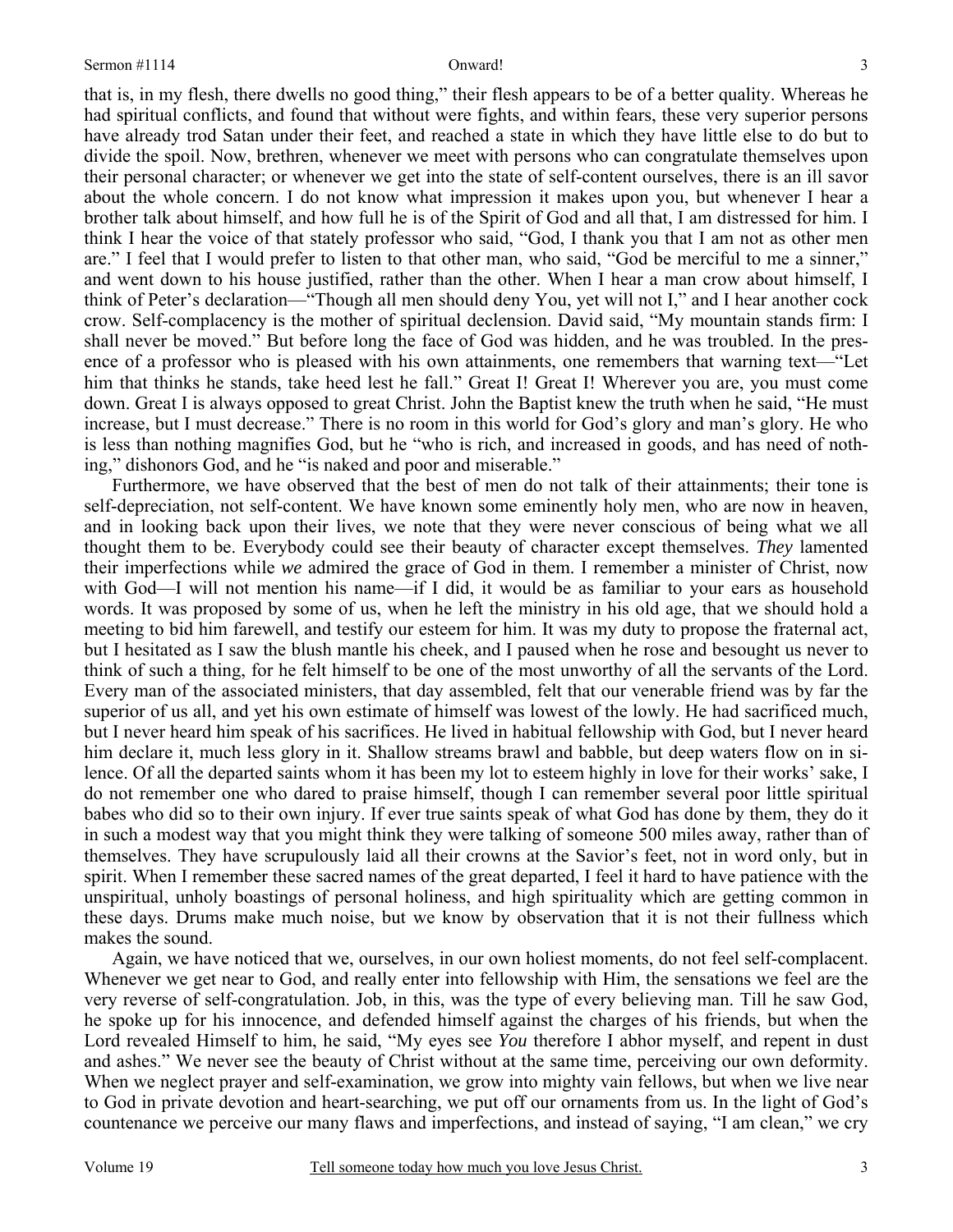that is, in my flesh, there dwells no good thing," their flesh appears to be of a better quality. Whereas he had spiritual conflicts, and found that without were fights, and within fears, these very superior persons have already trod Satan under their feet, and reached a state in which they have little else to do but to divide the spoil. Now, brethren, whenever we meet with persons who can congratulate themselves upon their personal character; or whenever we get into the state of self-content ourselves, there is an ill savor about the whole concern. I do not know what impression it makes upon you, but whenever I hear a brother talk about himself, and how full he is of the Spirit of God and all that, I am distressed for him. I think I hear the voice of that stately professor who said, "God, I thank you that I am not as other men are." I feel that I would prefer to listen to that other man, who said, "God be merciful to me a sinner," and went down to his house justified, rather than the other. When I hear a man crow about himself, I think of Peter's declaration—"Though all men should deny You, yet will not I," and I hear another cock crow. Self-complacency is the mother of spiritual declension. David said, "My mountain stands firm: I shall never be moved." But before long the face of God was hidden, and he was troubled. In the presence of a professor who is pleased with his own attainments, one remembers that warning text—"Let him that thinks he stands, take heed lest he fall." Great I! Great I! Wherever you are, you must come down. Great I is always opposed to great Christ. John the Baptist knew the truth when he said, "He must increase, but I must decrease." There is no room in this world for God's glory and man's glory. He who is less than nothing magnifies God, but he "who is rich, and increased in goods, and has need of nothing," dishonors God, and he "is naked and poor and miserable."

Furthermore, we have observed that the best of men do not talk of their attainments; their tone is self-depreciation, not self-content. We have known some eminently holy men, who are now in heaven, and in looking back upon their lives, we note that they were never conscious of being what we all thought them to be. Everybody could see their beauty of character except themselves. *They* lamented their imperfections while *we* admired the grace of God in them. I remember a minister of Christ, now with God—I will not mention his name—if I did, it would be as familiar to your ears as household words. It was proposed by some of us, when he left the ministry in his old age, that we should hold a meeting to bid him farewell, and testify our esteem for him. It was my duty to propose the fraternal act, but I hesitated as I saw the blush mantle his cheek, and I paused when he rose and besought us never to think of such a thing, for he felt himself to be one of the most unworthy of all the servants of the Lord. Every man of the associated ministers, that day assembled, felt that our venerable friend was by far the superior of us all, and yet his own estimate of himself was lowest of the lowly. He had sacrificed much, but I never heard him speak of his sacrifices. He lived in habitual fellowship with God, but I never heard him declare it, much less glory in it. Shallow streams brawl and babble, but deep waters flow on in silence. Of all the departed saints whom it has been my lot to esteem highly in love for their works' sake, I do not remember one who dared to praise himself, though I can remember several poor little spiritual babes who did so to their own injury. If ever true saints speak of what God has done by them, they do it in such a modest way that you might think they were talking of someone 500 miles away, rather than of themselves. They have scrupulously laid all their crowns at the Savior's feet, not in word only, but in spirit. When I remember these sacred names of the great departed, I feel it hard to have patience with the unspiritual, unholy boastings of personal holiness, and high spirituality which are getting common in these days. Drums make much noise, but we know by observation that it is not their fullness which makes the sound.

Again, we have noticed that we, ourselves, in our own holiest moments, do not feel self-complacent. Whenever we get near to God, and really enter into fellowship with Him, the sensations we feel are the very reverse of self-congratulation. Job, in this, was the type of every believing man. Till he saw God, he spoke up for his innocence, and defended himself against the charges of his friends, but when the Lord revealed Himself to him, he said, "My eyes see *You* therefore I abhor myself, and repent in dust and ashes." We never see the beauty of Christ without at the same time, perceiving our own deformity. When we neglect prayer and self-examination, we grow into mighty vain fellows, but when we live near to God in private devotion and heart-searching, we put off our ornaments from us. In the light of God's countenance we perceive our many flaws and imperfections, and instead of saying, "I am clean," we cry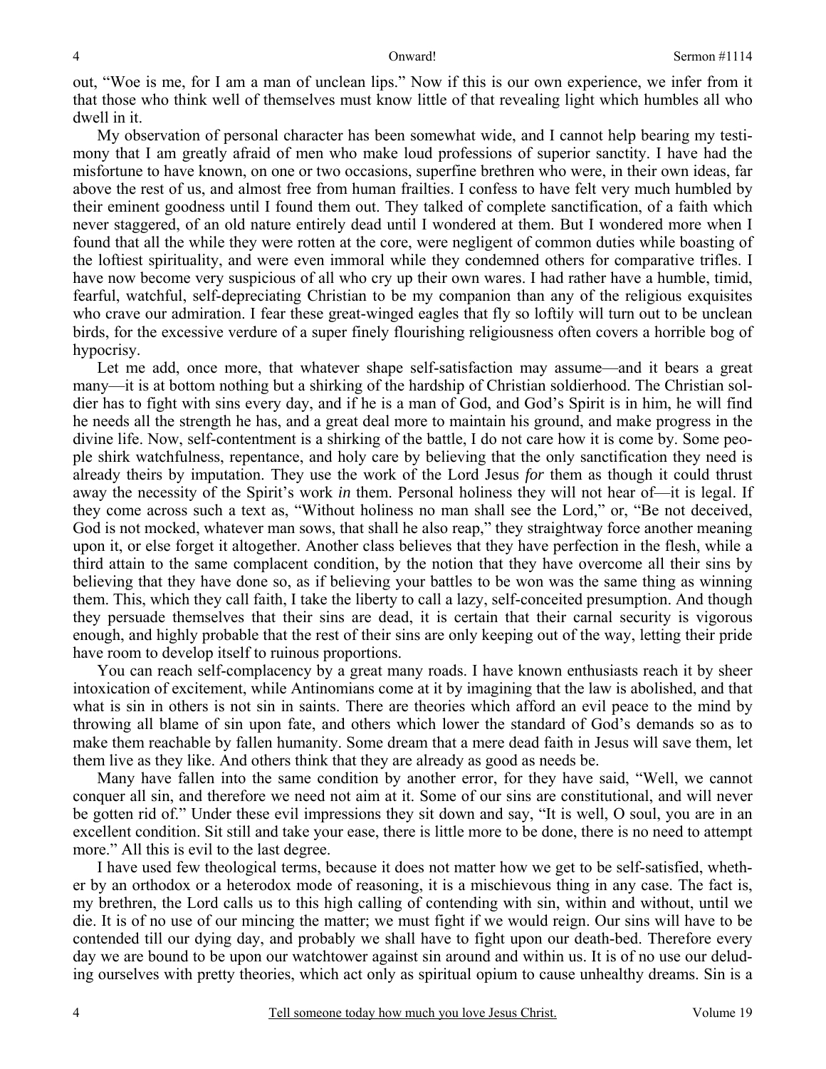out, "Woe is me, for I am a man of unclean lips." Now if this is our own experience, we infer from it that those who think well of themselves must know little of that revealing light which humbles all who dwell in it.

My observation of personal character has been somewhat wide, and I cannot help bearing my testimony that I am greatly afraid of men who make loud professions of superior sanctity. I have had the misfortune to have known, on one or two occasions, superfine brethren who were, in their own ideas, far above the rest of us, and almost free from human frailties. I confess to have felt very much humbled by their eminent goodness until I found them out. They talked of complete sanctification, of a faith which never staggered, of an old nature entirely dead until I wondered at them. But I wondered more when I found that all the while they were rotten at the core, were negligent of common duties while boasting of the loftiest spirituality, and were even immoral while they condemned others for comparative trifles. I have now become very suspicious of all who cry up their own wares. I had rather have a humble, timid, fearful, watchful, self-depreciating Christian to be my companion than any of the religious exquisites who crave our admiration. I fear these great-winged eagles that fly so loftily will turn out to be unclean birds, for the excessive verdure of a super finely flourishing religiousness often covers a horrible bog of hypocrisy.

Let me add, once more, that whatever shape self-satisfaction may assume—and it bears a great many—it is at bottom nothing but a shirking of the hardship of Christian soldierhood. The Christian soldier has to fight with sins every day, and if he is a man of God, and God's Spirit is in him, he will find he needs all the strength he has, and a great deal more to maintain his ground, and make progress in the divine life. Now, self-contentment is a shirking of the battle, I do not care how it is come by. Some people shirk watchfulness, repentance, and holy care by believing that the only sanctification they need is already theirs by imputation. They use the work of the Lord Jesus *for* them as though it could thrust away the necessity of the Spirit's work *in* them. Personal holiness they will not hear of—it is legal. If they come across such a text as, "Without holiness no man shall see the Lord," or, "Be not deceived, God is not mocked, whatever man sows, that shall he also reap," they straightway force another meaning upon it, or else forget it altogether. Another class believes that they have perfection in the flesh, while a third attain to the same complacent condition, by the notion that they have overcome all their sins by believing that they have done so, as if believing your battles to be won was the same thing as winning them. This, which they call faith, I take the liberty to call a lazy, self-conceited presumption. And though they persuade themselves that their sins are dead, it is certain that their carnal security is vigorous enough, and highly probable that the rest of their sins are only keeping out of the way, letting their pride have room to develop itself to ruinous proportions.

You can reach self-complacency by a great many roads. I have known enthusiasts reach it by sheer intoxication of excitement, while Antinomians come at it by imagining that the law is abolished, and that what is sin in others is not sin in saints. There are theories which afford an evil peace to the mind by throwing all blame of sin upon fate, and others which lower the standard of God's demands so as to make them reachable by fallen humanity. Some dream that a mere dead faith in Jesus will save them, let them live as they like. And others think that they are already as good as needs be.

Many have fallen into the same condition by another error, for they have said, "Well, we cannot conquer all sin, and therefore we need not aim at it. Some of our sins are constitutional, and will never be gotten rid of." Under these evil impressions they sit down and say, "It is well, O soul, you are in an excellent condition. Sit still and take your ease, there is little more to be done, there is no need to attempt more." All this is evil to the last degree.

I have used few theological terms, because it does not matter how we get to be self-satisfied, whether by an orthodox or a heterodox mode of reasoning, it is a mischievous thing in any case. The fact is, my brethren, the Lord calls us to this high calling of contending with sin, within and without, until we die. It is of no use of our mincing the matter; we must fight if we would reign. Our sins will have to be contended till our dying day, and probably we shall have to fight upon our death-bed. Therefore every day we are bound to be upon our watchtower against sin around and within us. It is of no use our deluding ourselves with pretty theories, which act only as spiritual opium to cause unhealthy dreams. Sin is a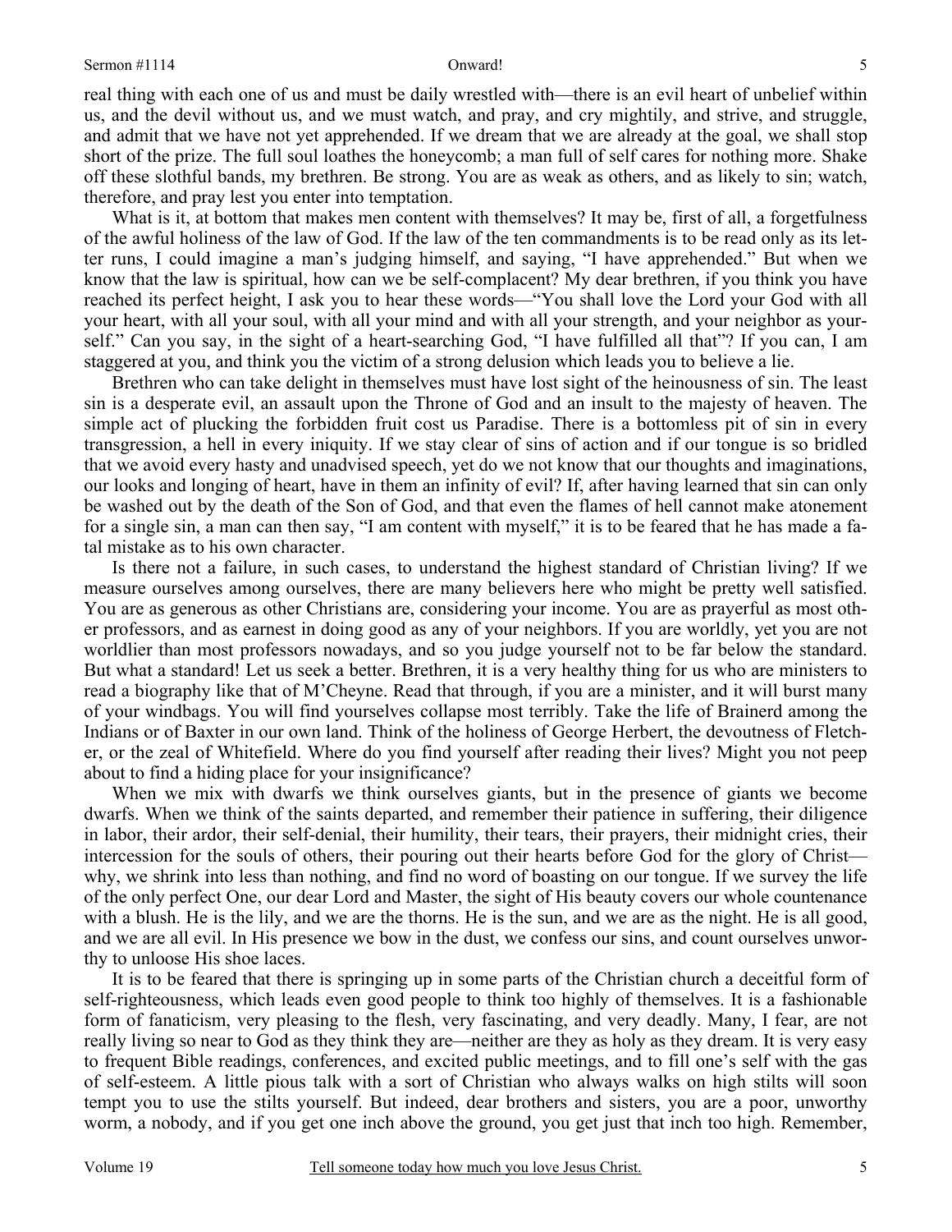real thing with each one of us and must be daily wrestled with—there is an evil heart of unbelief within us, and the devil without us, and we must watch, and pray, and cry mightily, and strive, and struggle, and admit that we have not yet apprehended. If we dream that we are already at the goal, we shall stop short of the prize. The full soul loathes the honeycomb; a man full of self cares for nothing more. Shake off these slothful bands, my brethren. Be strong. You are as weak as others, and as likely to sin; watch, therefore, and pray lest you enter into temptation.

What is it, at bottom that makes men content with themselves? It may be, first of all, a forgetfulness of the awful holiness of the law of God. If the law of the ten commandments is to be read only as its letter runs, I could imagine a man's judging himself, and saying, "I have apprehended." But when we know that the law is spiritual, how can we be self-complacent? My dear brethren, if you think you have reached its perfect height, I ask you to hear these words—"You shall love the Lord your God with all your heart, with all your soul, with all your mind and with all your strength, and your neighbor as yourself." Can you say, in the sight of a heart-searching God, "I have fulfilled all that"? If you can, I am staggered at you, and think you the victim of a strong delusion which leads you to believe a lie.

Brethren who can take delight in themselves must have lost sight of the heinousness of sin. The least sin is a desperate evil, an assault upon the Throne of God and an insult to the majesty of heaven. The simple act of plucking the forbidden fruit cost us Paradise. There is a bottomless pit of sin in every transgression, a hell in every iniquity. If we stay clear of sins of action and if our tongue is so bridled that we avoid every hasty and unadvised speech, yet do we not know that our thoughts and imaginations, our looks and longing of heart, have in them an infinity of evil? If, after having learned that sin can only be washed out by the death of the Son of God, and that even the flames of hell cannot make atonement for a single sin, a man can then say, "I am content with myself," it is to be feared that he has made a fatal mistake as to his own character.

Is there not a failure, in such cases, to understand the highest standard of Christian living? If we measure ourselves among ourselves, there are many believers here who might be pretty well satisfied. You are as generous as other Christians are, considering your income. You are as prayerful as most other professors, and as earnest in doing good as any of your neighbors. If you are worldly, yet you are not worldlier than most professors nowadays, and so you judge yourself not to be far below the standard. But what a standard! Let us seek a better. Brethren, it is a very healthy thing for us who are ministers to read a biography like that of M'Cheyne. Read that through, if you are a minister, and it will burst many of your windbags. You will find yourselves collapse most terribly. Take the life of Brainerd among the Indians or of Baxter in our own land. Think of the holiness of George Herbert, the devoutness of Fletcher, or the zeal of Whitefield. Where do you find yourself after reading their lives? Might you not peep about to find a hiding place for your insignificance?

When we mix with dwarfs we think ourselves giants, but in the presence of giants we become dwarfs. When we think of the saints departed, and remember their patience in suffering, their diligence in labor, their ardor, their self-denial, their humility, their tears, their prayers, their midnight cries, their intercession for the souls of others, their pouring out their hearts before God for the glory of Christ—why, we shrink into less than nothing, and find no word of boasting on our tongue. If we survey the life of the only perfect One, our dear Lord and Master, the sight of His beauty covers our whole countenance with a blush. He is the lily, and we are the thorns. He is the sun, and we are as the night. He is all good, and we are all evil. In His presence we bow in the dust, we confess our sins, and count ourselves unworthy to unloose His shoe laces.

It is to be feared that there is springing up in some parts of the Christian church a deceitful form of self-righteousness, which leads even good people to think too highly of themselves. It is a fashionable form of fanaticism, very pleasing to the flesh, very fascinating, and very deadly. Many, I fear, are not really living so near to God as they think they are—neither are they as holy as they dream. It is very easy to frequent Bible readings, conferences, and excited public meetings, and to fill one's self with the gas of self-esteem. A little pious talk with a sort of Christian who always walks on high stilts will soon tempt you to use the stilts yourself. But indeed, dear brothers and sisters, you are a poor, unworthy worm, a nobody, and if you get one inch above the ground, you get just that inch too high. Remember,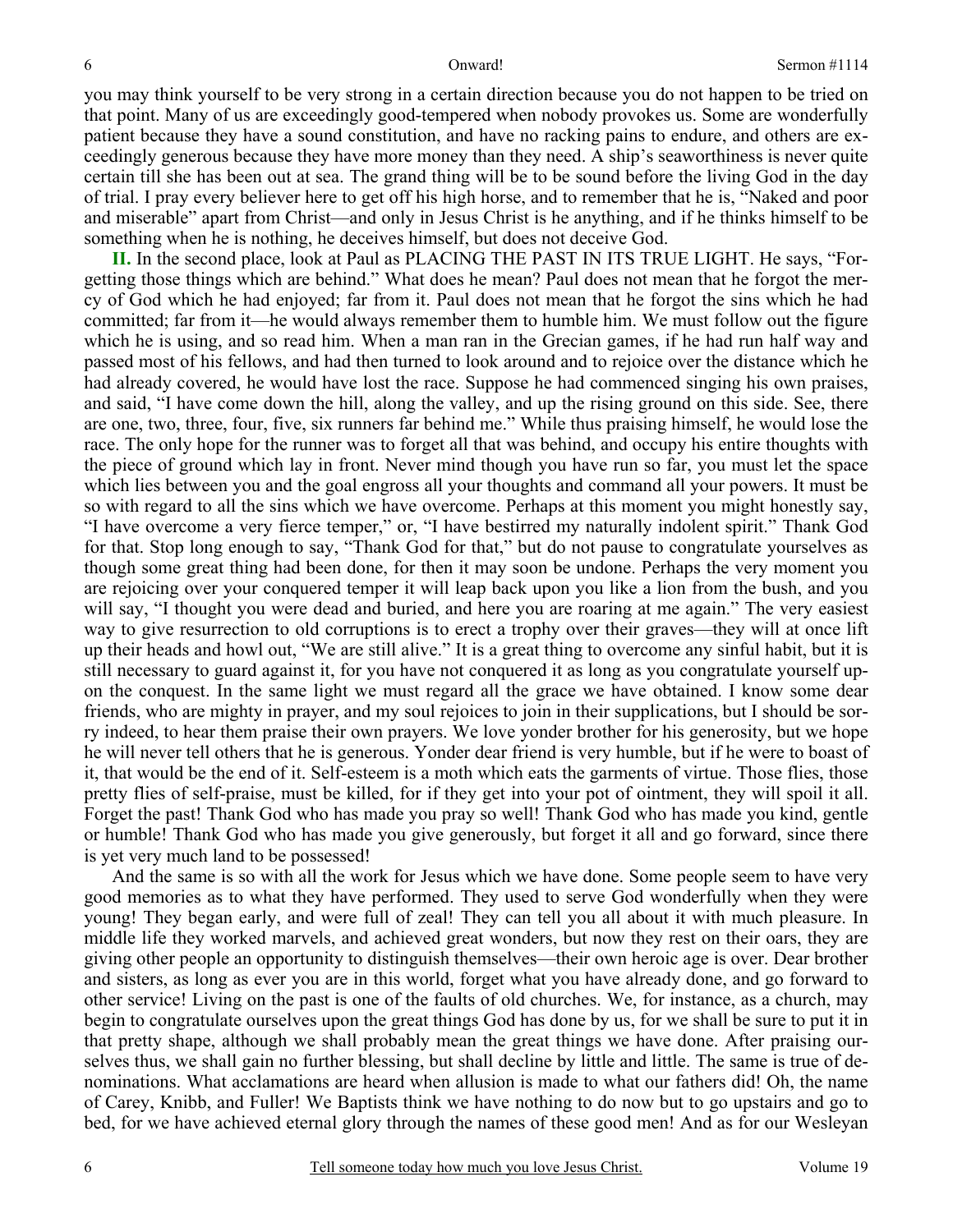you may think yourself to be very strong in a certain direction because you do not happen to be tried on that point. Many of us are exceedingly good-tempered when nobody provokes us. Some are wonderfully patient because they have a sound constitution, and have no racking pains to endure, and others are exceedingly generous because they have more money than they need. A ship's seaworthiness is never quite certain till she has been out at sea. The grand thing will be to be sound before the living God in the day of trial. I pray every believer here to get off his high horse, and to remember that he is, "Naked and poor and miserable" apart from Christ—and only in Jesus Christ is he anything, and if he thinks himself to be something when he is nothing, he deceives himself, but does not deceive God.

**II.** In the second place, look at Paul as PLACING THE PAST IN ITS TRUE LIGHT. He says, "Forgetting those things which are behind." What does he mean? Paul does not mean that he forgot the mercy of God which he had enjoyed; far from it. Paul does not mean that he forgot the sins which he had committed; far from it—he would always remember them to humble him. We must follow out the figure which he is using, and so read him. When a man ran in the Grecian games, if he had run half way and passed most of his fellows, and had then turned to look around and to rejoice over the distance which he had already covered, he would have lost the race. Suppose he had commenced singing his own praises, and said, "I have come down the hill, along the valley, and up the rising ground on this side. See, there are one, two, three, four, five, six runners far behind me." While thus praising himself, he would lose the race. The only hope for the runner was to forget all that was behind, and occupy his entire thoughts with the piece of ground which lay in front. Never mind though you have run so far, you must let the space which lies between you and the goal engross all your thoughts and command all your powers. It must be so with regard to all the sins which we have overcome. Perhaps at this moment you might honestly say, "I have overcome a very fierce temper," or, "I have bestirred my naturally indolent spirit." Thank God for that. Stop long enough to say, "Thank God for that," but do not pause to congratulate yourselves as though some great thing had been done, for then it may soon be undone. Perhaps the very moment you are rejoicing over your conquered temper it will leap back upon you like a lion from the bush, and you will say, "I thought you were dead and buried, and here you are roaring at me again." The very easiest way to give resurrection to old corruptions is to erect a trophy over their graves—they will at once lift up their heads and howl out, "We are still alive." It is a great thing to overcome any sinful habit, but it is still necessary to guard against it, for you have not conquered it as long as you congratulate yourself upon the conquest. In the same light we must regard all the grace we have obtained. I know some dear friends, who are mighty in prayer, and my soul rejoices to join in their supplications, but I should be sorry indeed, to hear them praise their own prayers. We love yonder brother for his generosity, but we hope he will never tell others that he is generous. Yonder dear friend is very humble, but if he were to boast of it, that would be the end of it. Self-esteem is a moth which eats the garments of virtue. Those flies, those pretty flies of self-praise, must be killed, for if they get into your pot of ointment, they will spoil it all. Forget the past! Thank God who has made you pray so well! Thank God who has made you kind, gentle or humble! Thank God who has made you give generously, but forget it all and go forward, since there is yet very much land to be possessed!

And the same is so with all the work for Jesus which we have done. Some people seem to have very good memories as to what they have performed. They used to serve God wonderfully when they were young! They began early, and were full of zeal! They can tell you all about it with much pleasure. In middle life they worked marvels, and achieved great wonders, but now they rest on their oars, they are giving other people an opportunity to distinguish themselves—their own heroic age is over. Dear brother and sisters, as long as ever you are in this world, forget what you have already done, and go forward to other service! Living on the past is one of the faults of old churches. We, for instance, as a church, may begin to congratulate ourselves upon the great things God has done by us, for we shall be sure to put it in that pretty shape, although we shall probably mean the great things we have done. After praising ourselves thus, we shall gain no further blessing, but shall decline by little and little. The same is true of denominations. What acclamations are heard when allusion is made to what our fathers did! Oh, the name of Carey, Knibb, and Fuller! We Baptists think we have nothing to do now but to go upstairs and go to bed, for we have achieved eternal glory through the names of these good men! And as for our Wesleyan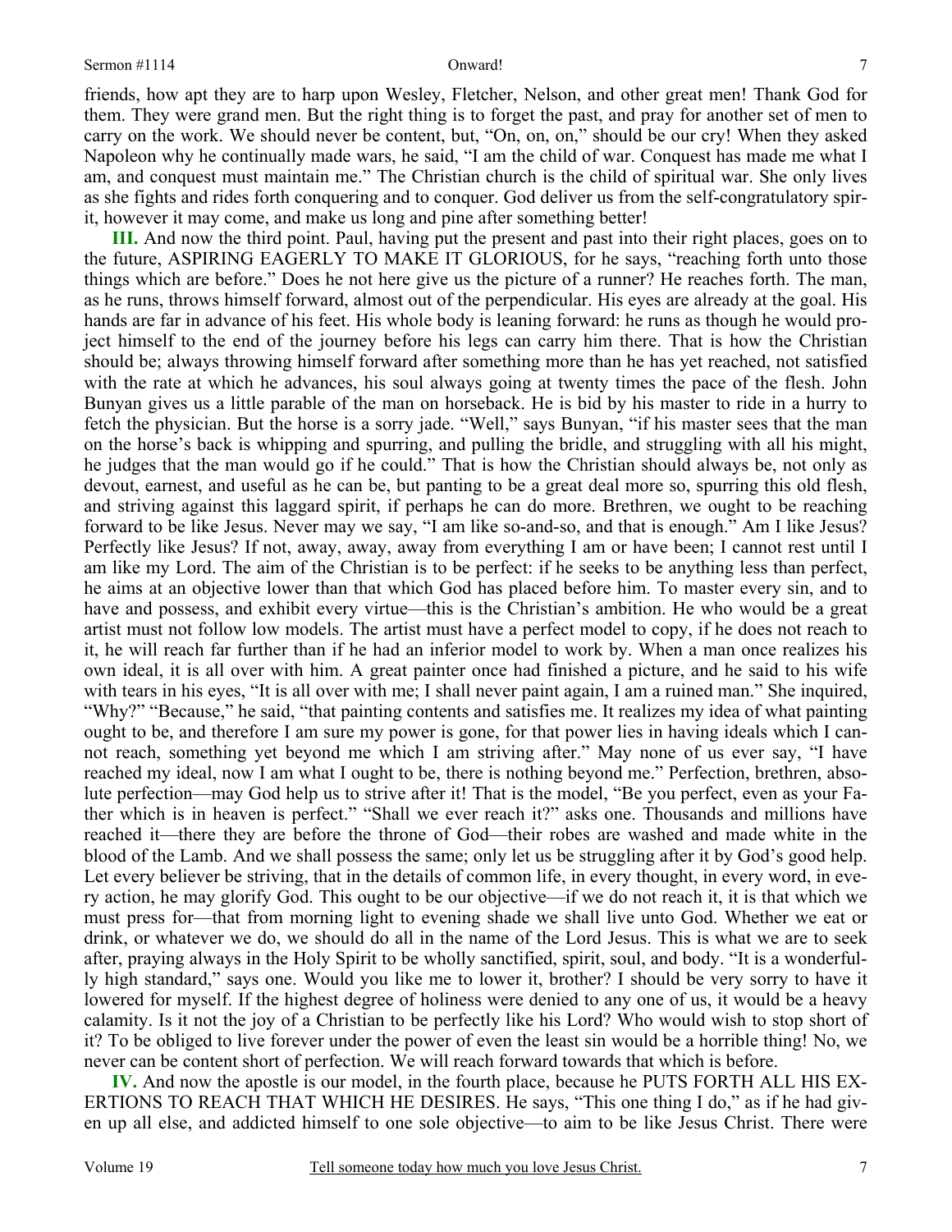friends, how apt they are to harp upon Wesley, Fletcher, Nelson, and other great men! Thank God for them. They were grand men. But the right thing is to forget the past, and pray for another set of men to carry on the work. We should never be content, but, "On, on, on," should be our cry! When they asked Napoleon why he continually made wars, he said, "I am the child of war. Conquest has made me what I am, and conquest must maintain me." The Christian church is the child of spiritual war. She only lives as she fights and rides forth conquering and to conquer. God deliver us from the self-congratulatory spirit, however it may come, and make us long and pine after something better!

**III.** And now the third point. Paul, having put the present and past into their right places, goes on to the future, ASPIRING EAGERLY TO MAKE IT GLORIOUS, for he says, "reaching forth unto those things which are before." Does he not here give us the picture of a runner? He reaches forth. The man, as he runs, throws himself forward, almost out of the perpendicular. His eyes are already at the goal. His hands are far in advance of his feet. His whole body is leaning forward: he runs as though he would project himself to the end of the journey before his legs can carry him there. That is how the Christian should be; always throwing himself forward after something more than he has yet reached, not satisfied with the rate at which he advances, his soul always going at twenty times the pace of the flesh. John Bunyan gives us a little parable of the man on horseback. He is bid by his master to ride in a hurry to fetch the physician. But the horse is a sorry jade. "Well," says Bunyan, "if his master sees that the man on the horse's back is whipping and spurring, and pulling the bridle, and struggling with all his might, he judges that the man would go if he could." That is how the Christian should always be, not only as devout, earnest, and useful as he can be, but panting to be a great deal more so, spurring this old flesh, and striving against this laggard spirit, if perhaps he can do more. Brethren, we ought to be reaching forward to be like Jesus. Never may we say, "I am like so-and-so, and that is enough." Am I like Jesus? Perfectly like Jesus? If not, away, away, away from everything I am or have been; I cannot rest until I am like my Lord. The aim of the Christian is to be perfect: if he seeks to be anything less than perfect, he aims at an objective lower than that which God has placed before him. To master every sin, and to have and possess, and exhibit every virtue—this is the Christian's ambition. He who would be a great artist must not follow low models. The artist must have a perfect model to copy, if he does not reach to it, he will reach far further than if he had an inferior model to work by. When a man once realizes his own ideal, it is all over with him. A great painter once had finished a picture, and he said to his wife with tears in his eyes, "It is all over with me; I shall never paint again, I am a ruined man." She inquired, "Why?" "Because," he said, "that painting contents and satisfies me. It realizes my idea of what painting ought to be, and therefore I am sure my power is gone, for that power lies in having ideals which I cannot reach, something yet beyond me which I am striving after." May none of us ever say, "I have reached my ideal, now I am what I ought to be, there is nothing beyond me." Perfection, brethren, absolute perfection—may God help us to strive after it! That is the model, "Be you perfect, even as your Father which is in heaven is perfect." "Shall we ever reach it?" asks one. Thousands and millions have reached it—there they are before the throne of God—their robes are washed and made white in the blood of the Lamb. And we shall possess the same; only let us be struggling after it by God's good help. Let every believer be striving, that in the details of common life, in every thought, in every word, in every action, he may glorify God. This ought to be our objective—if we do not reach it, it is that which we must press for—that from morning light to evening shade we shall live unto God. Whether we eat or drink, or whatever we do, we should do all in the name of the Lord Jesus. This is what we are to seek after, praying always in the Holy Spirit to be wholly sanctified, spirit, soul, and body. "It is a wonderfully high standard," says one. Would you like me to lower it, brother? I should be very sorry to have it lowered for myself. If the highest degree of holiness were denied to any one of us, it would be a heavy calamity. Is it not the joy of a Christian to be perfectly like his Lord? Who would wish to stop short of it? To be obliged to live forever under the power of even the least sin would be a horrible thing! No, we never can be content short of perfection. We will reach forward towards that which is before.

**IV.** And now the apostle is our model, in the fourth place, because he PUTS FORTH ALL HIS EXERTIONS TO REACH THAT WHICH HE DESIRES. He says, "This one thing I do," as if he had given up all else, and addicted himself to one sole objective—to aim to be like Jesus Christ. There were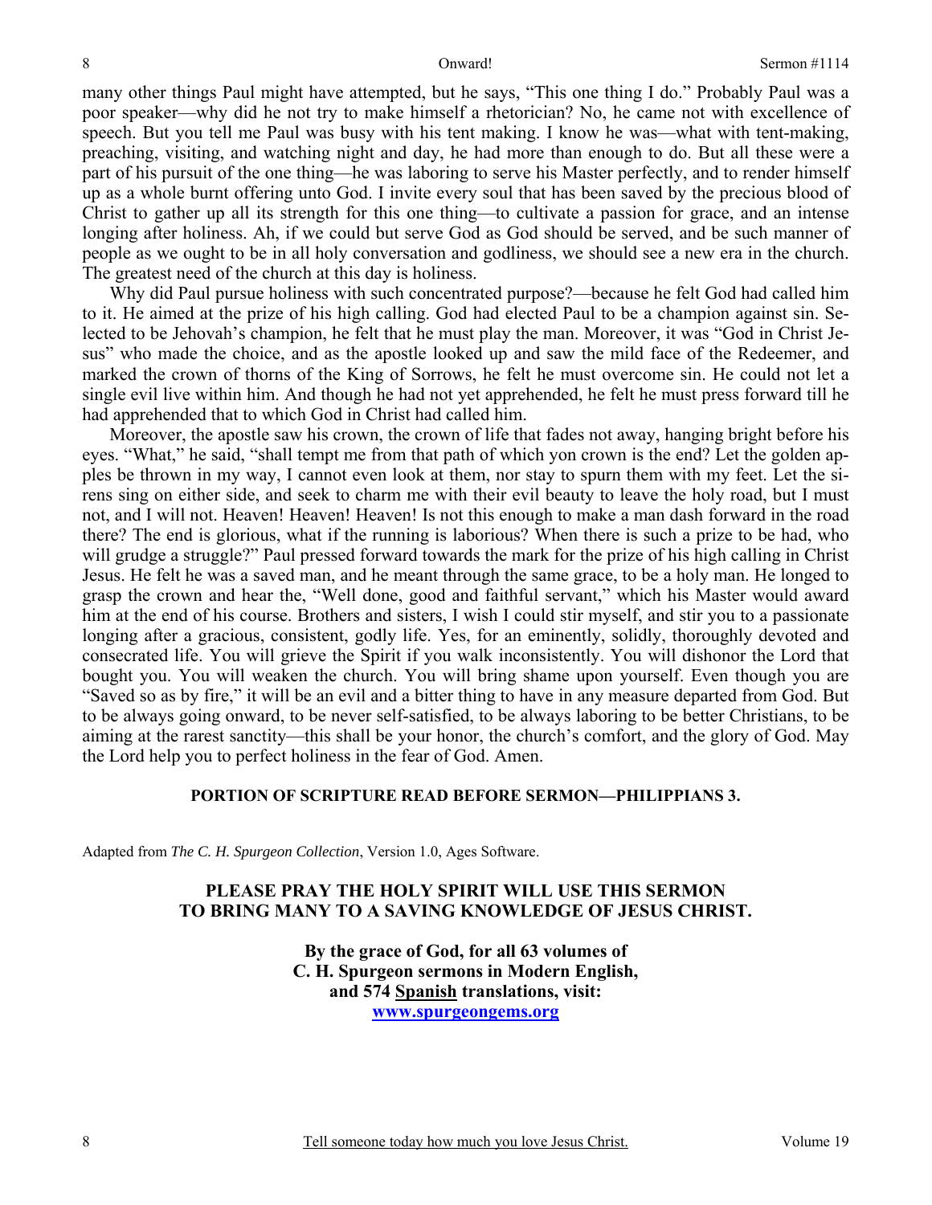many other things Paul might have attempted, but he says, "This one thing I do." Probably Paul was a poor speaker—why did he not try to make himself a rhetorician? No, he came not with excellence of speech. But you tell me Paul was busy with his tent making. I know he was—what with tent-making, preaching, visiting, and watching night and day, he had more than enough to do. But all these were a part of his pursuit of the one thing—he was laboring to serve his Master perfectly, and to render himself up as a whole burnt offering unto God. I invite every soul that has been saved by the precious blood of Christ to gather up all its strength for this one thing—to cultivate a passion for grace, and an intense longing after holiness. Ah, if we could but serve God as God should be served, and be such manner of people as we ought to be in all holy conversation and godliness, we should see a new era in the church. The greatest need of the church at this day is holiness.

Why did Paul pursue holiness with such concentrated purpose?—because he felt God had called him to it. He aimed at the prize of his high calling. God had elected Paul to be a champion against sin. Selected to be Jehovah's champion, he felt that he must play the man. Moreover, it was "God in Christ Jesus" who made the choice, and as the apostle looked up and saw the mild face of the Redeemer, and marked the crown of thorns of the King of Sorrows, he felt he must overcome sin. He could not let a single evil live within him. And though he had not yet apprehended, he felt he must press forward till he had apprehended that to which God in Christ had called him.

Moreover, the apostle saw his crown, the crown of life that fades not away, hanging bright before his eyes. "What," he said, "shall tempt me from that path of which yon crown is the end? Let the golden apples be thrown in my way, I cannot even look at them, nor stay to spurn them with my feet. Let the sirens sing on either side, and seek to charm me with their evil beauty to leave the holy road, but I must not, and I will not. Heaven! Heaven! Heaven! Is not this enough to make a man dash forward in the road there? The end is glorious, what if the running is laborious? When there is such a prize to be had, who will grudge a struggle?" Paul pressed forward towards the mark for the prize of his high calling in Christ Jesus. He felt he was a saved man, and he meant through the same grace, to be a holy man. He longed to grasp the crown and hear the, "Well done, good and faithful servant," which his Master would award him at the end of his course. Brothers and sisters, I wish I could stir myself, and stir you to a passionate longing after a gracious, consistent, godly life. Yes, for an eminently, solidly, thoroughly devoted and consecrated life. You will grieve the Spirit if you walk inconsistently. You will dishonor the Lord that bought you. You will weaken the church. You will bring shame upon yourself. Even though you are "Saved so as by fire," it will be an evil and a bitter thing to have in any measure departed from God. But to be always going onward, to be never self-satisfied, to be always laboring to be better Christians, to be aiming at the rarest sanctity—this shall be your honor, the church's comfort, and the glory of God. May the Lord help you to perfect holiness in the fear of God. Amen.

**PORTION OF SCRIPTURE READ BEFORE SERMON—PHILIPPIANS 3.**

Adapted from *The C. H. Spurgeon Collection*, Version 1.0, Ages Software.

**PLEASE PRAY THE HOLY SPIRIT WILL USE THIS SERMON TO BRING MANY TO A SAVING KNOWLEDGE OF JESUS CHRIST.**

**By the grace of God, for all 63 volumes of C. H. Spurgeon sermons in Modern English, and 574 Spanish translations, visit: www.spurgeongems.org**

Tell someone today how much you love Jesus Christ.